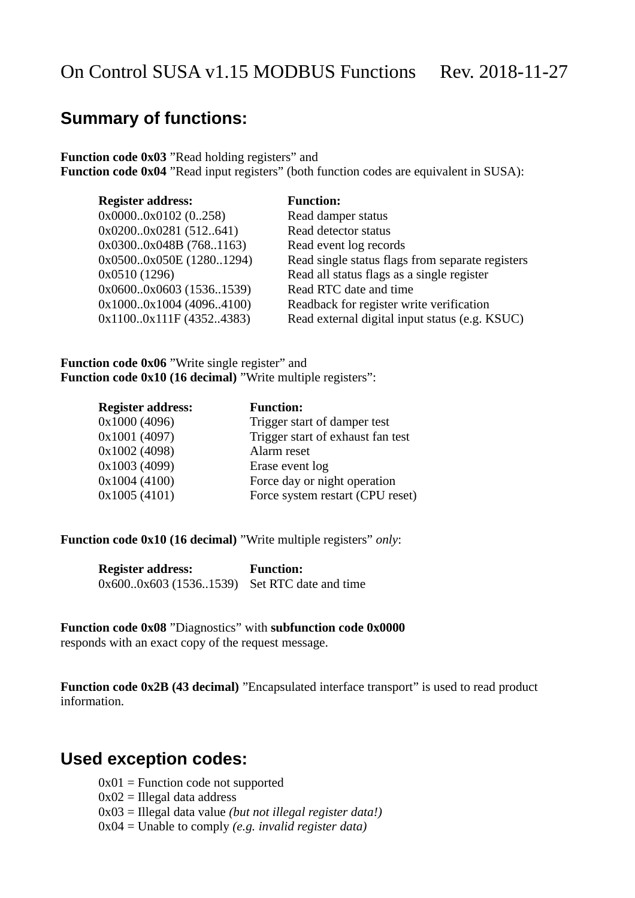# On Control SUSA v1.15 MODBUS Functions Rev. 2018-11-27

## Summary of functions:

**Function code 0x03** ”Read holding registers” and
**Function code 0x04** ”Read input registers” (both function codes are equivalent in SUSA):

| Register address: | Function: |
|---|---|
| 0x0000..0x0102 (0..258) | Read damper status |
| 0x0200..0x0281 (512..641) | Read detector status |
| 0x0300..0x048B (768..1163) | Read event log records |
| 0x0500..0x050E (1280..1294) | Read single status flags from separate registers |
| 0x0510 (1296) | Read all status flags as a single register |
| 0x0600..0x0603 (1536..1539) | Read RTC date and time |
| 0x1000..0x1004 (4096..4100) | Readback for register write verification |
| 0x1100..0x111F (4352..4383) | Read external digital input status (e.g. KSUC) |

**Function code 0x06** ”Write single register” and
**Function code 0x10 (16 decimal)** ”Write multiple registers”:

| Register address: | Function: |
|---|---|
| 0x1000 (4096) | Trigger start of damper test |
| 0x1001 (4097) | Trigger start of exhaust fan test |
| 0x1002 (4098) | Alarm reset |
| 0x1003 (4099) | Erase event log |
| 0x1004 (4100) | Force day or night operation |
| 0x1005 (4101) | Force system restart (CPU reset) |

**Function code 0x10 (16 decimal)** ”Write multiple registers” *only*:

| Register address: | Function: |
|---|---|
| 0x600..0x603 (1536..1539) | Set RTC date and time |

**Function code 0x08** ”Diagnostics” with **subfunction code 0x0000**
responds with an exact copy of the request message.

**Function code 0x2B (43 decimal)** ”Encapsulated interface transport” is used to read product information.

## Used exception codes:

- 0x01 = Function code not supported
- 0x02 = Illegal data address
- 0x03 = Illegal data value *(but not illegal register data!)*
- 0x04 = Unable to comply *(e.g. invalid register data)*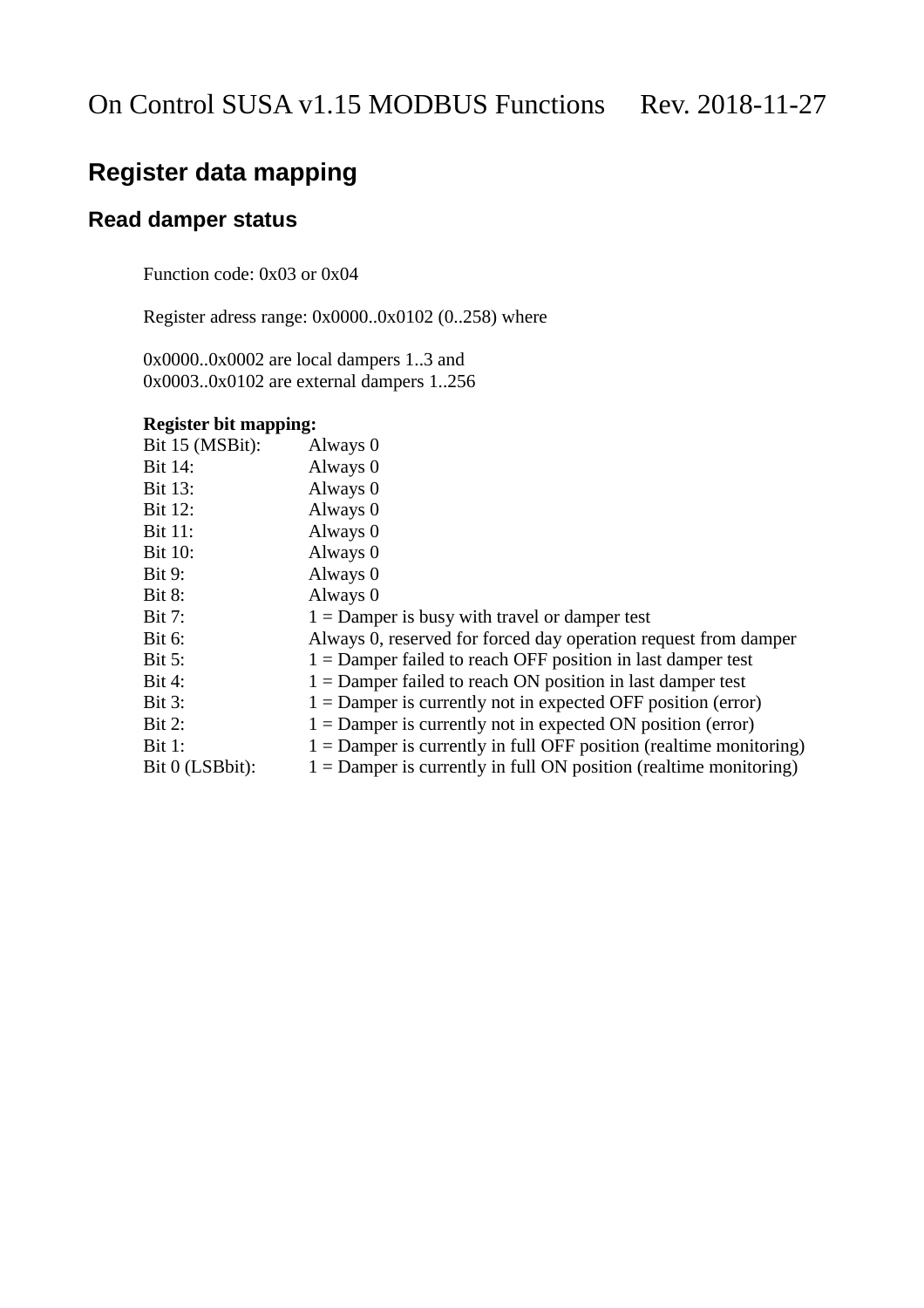On Control SUSA v1.15 MODBUS Functions     Rev. 2018-11-27

# Register data mapping

## Read damper status

Function code: 0x03 or 0x04

Register adress range: 0x0000..0x0102 (0..258) where

0x0000..0x0002 are local dampers 1..3 and
0x0003..0x0102 are external dampers 1..256

**Register bit mapping:**

| | |
|---|---|
| Bit 15 (MSBit): | Always 0 |
| Bit 14: | Always 0 |
| Bit 13: | Always 0 |
| Bit 12: | Always 0 |
| Bit 11: | Always 0 |
| Bit 10: | Always 0 |
| Bit 9: | Always 0 |
| Bit 8: | Always 0 |
| Bit 7: | 1 = Damper is busy with travel or damper test |
| Bit 6: | Always 0, reserved for forced day operation request from damper |
| Bit 5: | 1 = Damper failed to reach OFF position in last damper test |
| Bit 4: | 1 = Damper failed to reach ON position in last damper test |
| Bit 3: | 1 = Damper is currently not in expected OFF position (error) |
| Bit 2: | 1 = Damper is currently not in expected ON position (error) |
| Bit 1: | 1 = Damper is currently in full OFF position (realtime monitoring) |
| Bit 0 (LSBbit): | 1 = Damper is currently in full ON position (realtime monitoring) |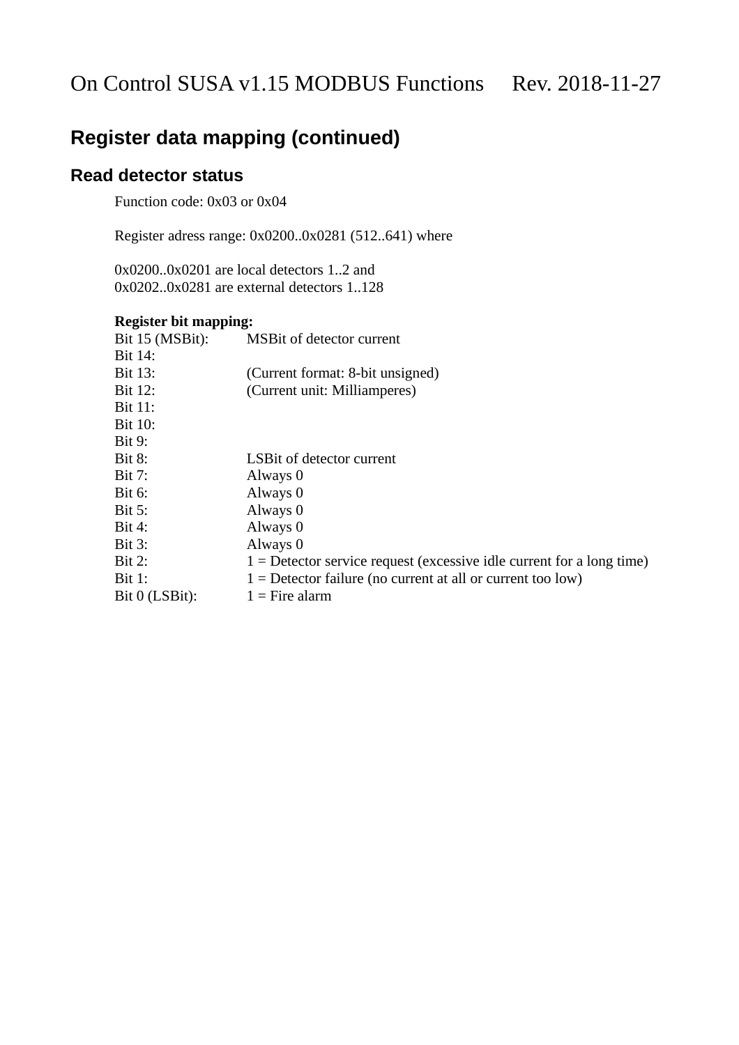## Register data mapping (continued)

### Read detector status

Function code: 0x03 or 0x04

Register adress range: 0x0200..0x0281 (512..641) where

0x0200..0x0201 are local detectors 1..2 and
0x0202..0x0281 are external detectors 1..128

**Register bit mapping:**

| | |
|---|---|
| Bit 15 (MSBit): | MSBit of detector current |
| Bit 14: | |
| Bit 13: | (Current format: 8-bit unsigned) |
| Bit 12: | (Current unit: Milliamperes) |
| Bit 11: | |
| Bit 10: | |
| Bit 9: | |
| Bit 8: | LSBit of detector current |
| Bit 7: | Always 0 |
| Bit 6: | Always 0 |
| Bit 5: | Always 0 |
| Bit 4: | Always 0 |
| Bit 3: | Always 0 |
| Bit 2: | 1 = Detector service request (excessive idle current for a long time) |
| Bit 1: | 1 = Detector failure (no current at all or current too low) |
| Bit 0 (LSBit): | 1 = Fire alarm |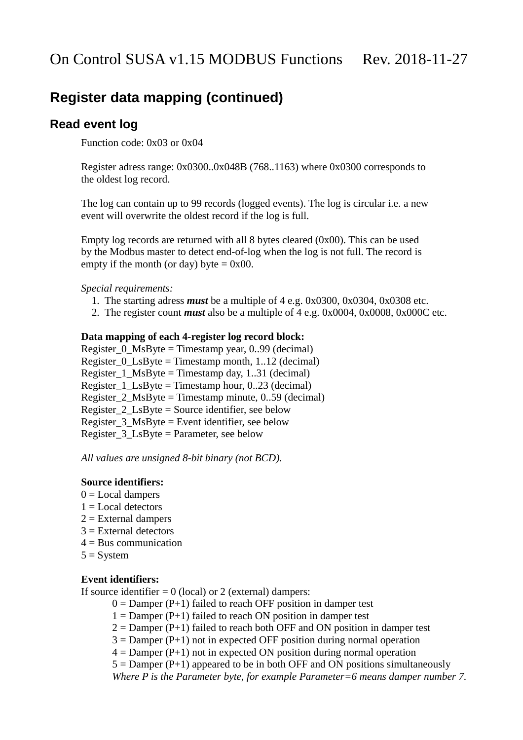## Register data mapping (continued)

### Read event log

Function code: 0x03 or 0x04

Register adress range: 0x0300..0x048B (768..1163) where 0x0300 corresponds to the oldest log record.

The log can contain up to 99 records (logged events). The log is circular i.e. a new event will overwrite the oldest record if the log is full.

Empty log records are returned with all 8 bytes cleared (0x00). This can be used by the Modbus master to detect end-of-log when the log is not full. The record is empty if the month (or day) byte = 0x00.

*Special requirements:*

1. The starting adress ***must*** be a multiple of 4 e.g. 0x0300, 0x0304, 0x0308 etc.
2. The register count ***must*** also be a multiple of 4 e.g. 0x0004, 0x0008, 0x000C etc.

**Data mapping of each 4-register log record block:**
Register_0_MsByte = Timestamp year, 0..99 (decimal)
Register_0_LsByte = Timestamp month, 1..12 (decimal)
Register_1_MsByte = Timestamp day, 1..31 (decimal)
Register_1_LsByte = Timestamp hour, 0..23 (decimal)
Register_2_MsByte = Timestamp minute, 0..59 (decimal)
Register_2_LsByte = Source identifier, see below
Register_3_MsByte = Event identifier, see below
Register_3_LsByte = Parameter, see below

*All values are unsigned 8-bit binary (not BCD).*

**Source identifiers:**
0 = Local dampers
1 = Local detectors
2 = External dampers
3 = External detectors
4 = Bus communication
5 = System

**Event identifiers:**
If source identifier = 0 (local) or 2 (external) dampers:

- 0 = Damper (P+1) failed to reach OFF position in damper test
- 1 = Damper (P+1) failed to reach ON position in damper test
- 2 = Damper (P+1) failed to reach both OFF and ON position in damper test
- 3 = Damper (P+1) not in expected OFF position during normal operation
- 4 = Damper (P+1) not in expected ON position during normal operation
- 5 = Damper (P+1) appeared to be in both OFF and ON positions simultaneously

*Where P is the Parameter byte, for example Parameter=6 means damper number 7.*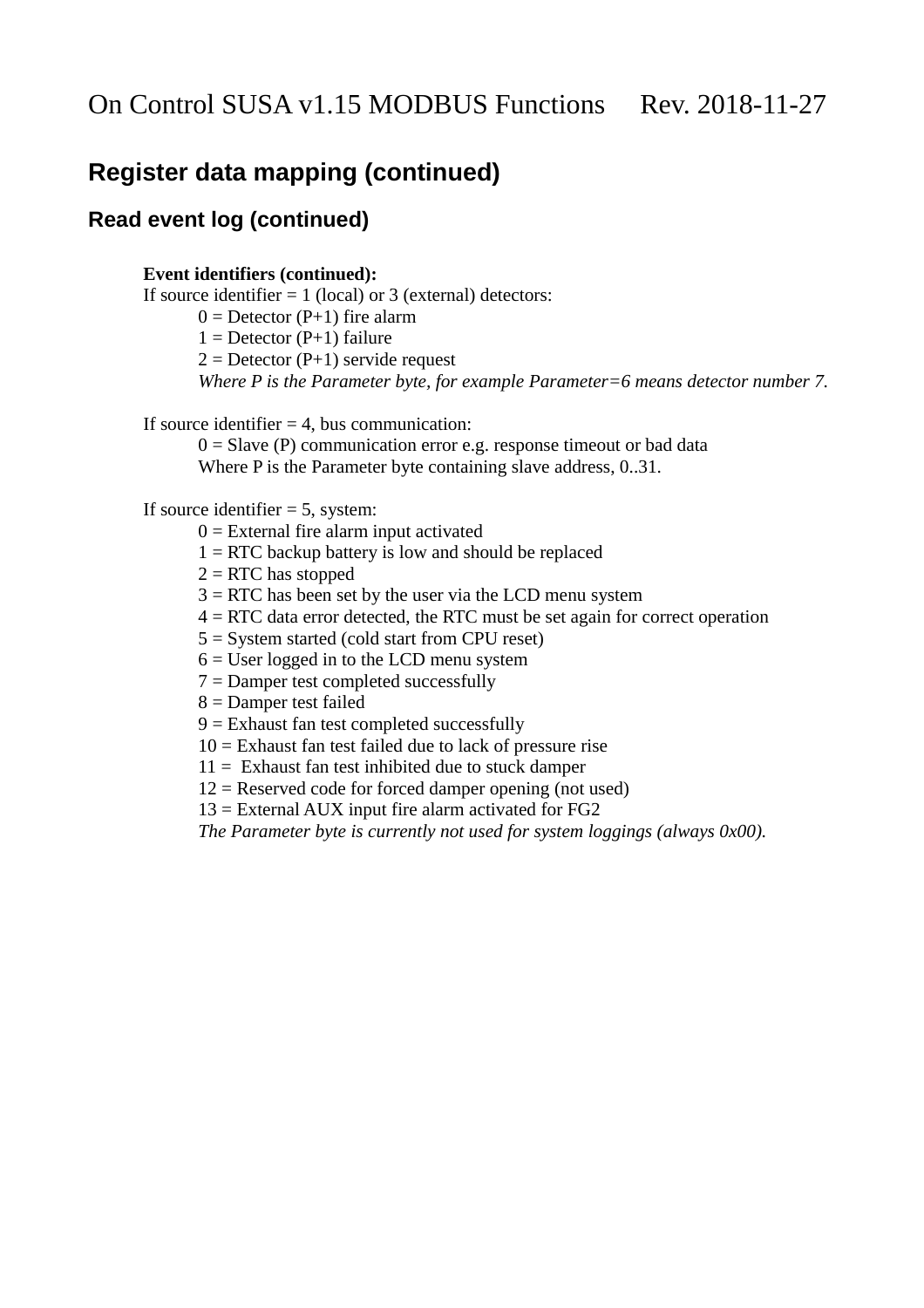## Register data mapping (continued)

### Read event log (continued)

**Event identifiers (continued):**

If source identifier = 1 (local) or 3 (external) detectors:

- 0 = Detector (P+1) fire alarm
- 1 = Detector (P+1) failure
- 2 = Detector (P+1) servide request

*Where P is the Parameter byte, for example Parameter=6 means detector number 7.*

If source identifier = 4, bus communication:

- 0 = Slave (P) communication error e.g. response timeout or bad data

Where P is the Parameter byte containing slave address, 0..31.

If source identifier = 5, system:

- 0 = External fire alarm input activated
- 1 = RTC backup battery is low and should be replaced
- 2 = RTC has stopped
- 3 = RTC has been set by the user via the LCD menu system
- 4 = RTC data error detected, the RTC must be set again for correct operation
- 5 = System started (cold start from CPU reset)
- 6 = User logged in to the LCD menu system
- 7 = Damper test completed successfully
- 8 = Damper test failed
- 9 = Exhaust fan test completed successfully
- 10 = Exhaust fan test failed due to lack of pressure rise
- 11 = Exhaust fan test inhibited due to stuck damper
- 12 = Reserved code for forced damper opening (not used)
- 13 = External AUX input fire alarm activated for FG2

*The Parameter byte is currently not used for system loggings (always 0x00).*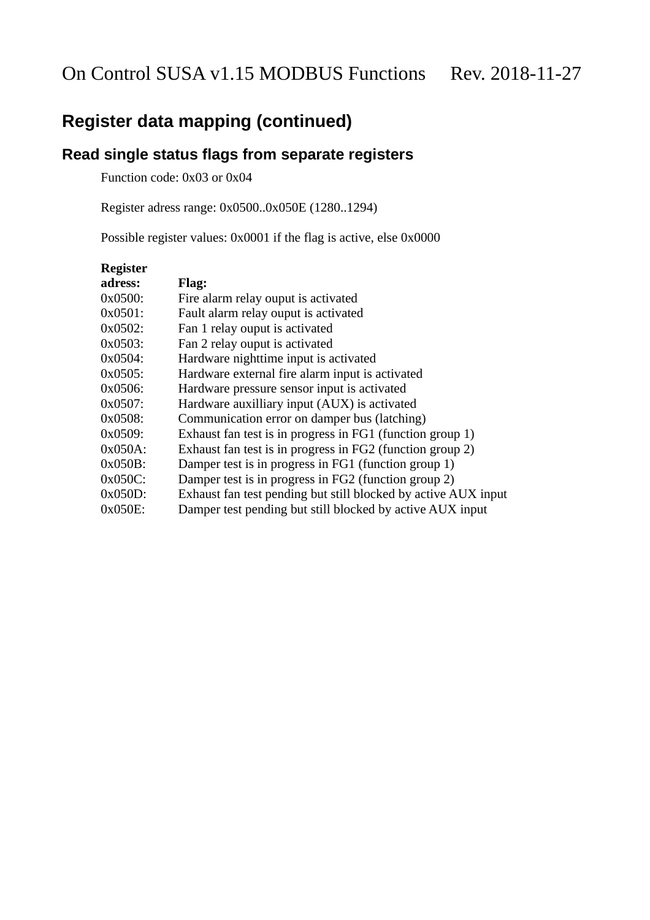## Register data mapping (continued)

### Read single status flags from separate registers

Function code: 0x03 or 0x04

Register adress range: 0x0500..0x050E (1280..1294)

Possible register values: 0x0001 if the flag is active, else 0x0000

| Register adress: | Flag: |
|---|---|
| 0x0500: | Fire alarm relay ouput is activated |
| 0x0501: | Fault alarm relay ouput is activated |
| 0x0502: | Fan 1 relay ouput is activated |
| 0x0503: | Fan 2 relay ouput is activated |
| 0x0504: | Hardware nighttime input is activated |
| 0x0505: | Hardware external fire alarm input is activated |
| 0x0506: | Hardware pressure sensor input is activated |
| 0x0507: | Hardware auxilliary input (AUX) is activated |
| 0x0508: | Communication error on damper bus (latching) |
| 0x0509: | Exhaust fan test is in progress in FG1 (function group 1) |
| 0x050A: | Exhaust fan test is in progress in FG2 (function group 2) |
| 0x050B: | Damper test is in progress in FG1 (function group 1) |
| 0x050C: | Damper test is in progress in FG2 (function group 2) |
| 0x050D: | Exhaust fan test pending but still blocked by active AUX input |
| 0x050E: | Damper test pending but still blocked by active AUX input |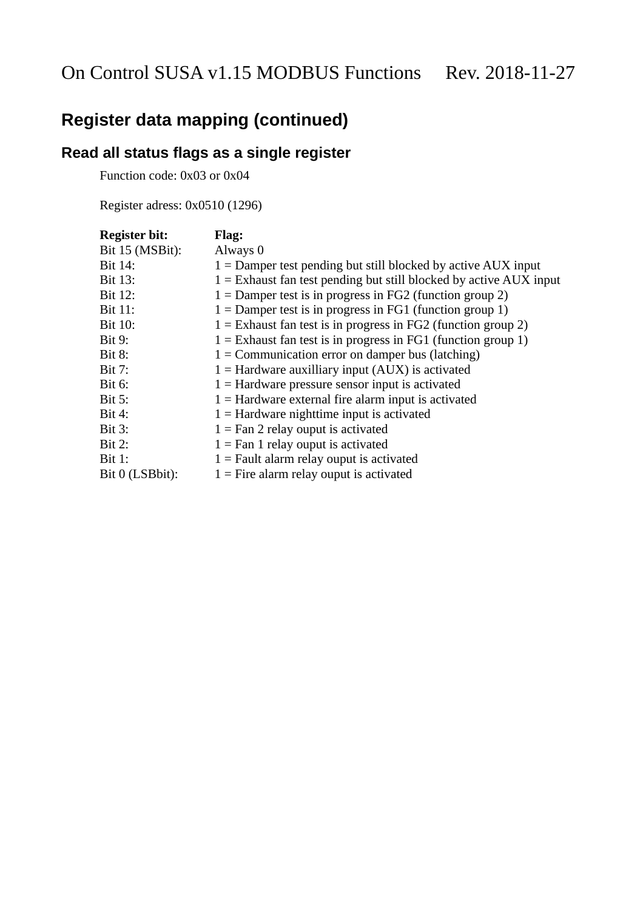## Register data mapping (continued)

### Read all status flags as a single register

Function code: 0x03 or 0x04

Register adress: 0x0510 (1296)

| Register bit: | Flag: |
|---|---|
| Bit 15 (MSBit): | Always 0 |
| Bit 14: | 1 = Damper test pending but still blocked by active AUX input |
| Bit 13: | 1 = Exhaust fan test pending but still blocked by active AUX input |
| Bit 12: | 1 = Damper test is in progress in FG2 (function group 2) |
| Bit 11: | 1 = Damper test is in progress in FG1 (function group 1) |
| Bit 10: | 1 = Exhaust fan test is in progress in FG2 (function group 2) |
| Bit 9: | 1 = Exhaust fan test is in progress in FG1 (function group 1) |
| Bit 8: | 1 = Communication error on damper bus (latching) |
| Bit 7: | 1 = Hardware auxilliary input (AUX) is activated |
| Bit 6: | 1 = Hardware pressure sensor input is activated |
| Bit 5: | 1 = Hardware external fire alarm input is activated |
| Bit 4: | 1 = Hardware nighttime input is activated |
| Bit 3: | 1 = Fan 2 relay ouput is activated |
| Bit 2: | 1 = Fan 1 relay ouput is activated |
| Bit 1: | 1 = Fault alarm relay ouput is activated |
| Bit 0 (LSBbit): | 1 = Fire alarm relay ouput is activated |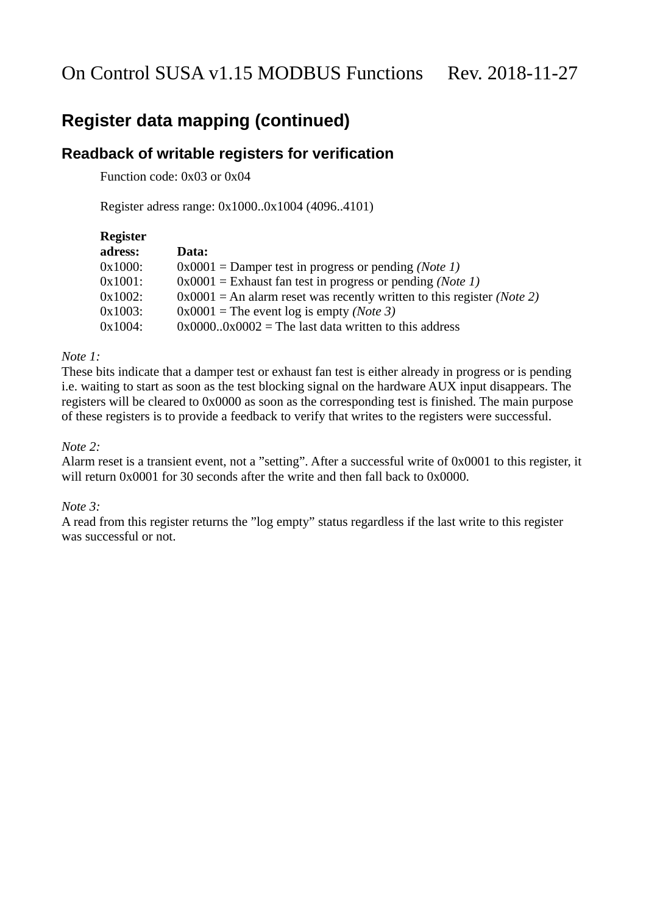## Register data mapping (continued)

### Readback of writable registers for verification

Function code: 0x03 or 0x04

Register adress range: 0x1000..0x1004 (4096..4101)

| **Register adress:** | **Data:** |
|---|---|
| 0x1000: | 0x0001 = Damper test in progress or pending *(Note 1)* |
| 0x1001: | 0x0001 = Exhaust fan test in progress or pending *(Note 1)* |
| 0x1002: | 0x0001 = An alarm reset was recently written to this register *(Note 2)* |
| 0x1003: | 0x0001 = The event log is empty *(Note 3)* |
| 0x1004: | 0x0000..0x0002 = The last data written to this address |

*Note 1:*
These bits indicate that a damper test or exhaust fan test is either already in progress or is pending i.e. waiting to start as soon as the test blocking signal on the hardware AUX input disappears. The registers will be cleared to 0x0000 as soon as the corresponding test is finished. The main purpose of these registers is to provide a feedback to verify that writes to the registers were successful.

*Note 2:*
Alarm reset is a transient event, not a ”setting”. After a successful write of 0x0001 to this register, it will return 0x0001 for 30 seconds after the write and then fall back to 0x0000.

*Note 3:*
A read from this register returns the ”log empty” status regardless if the last write to this register was successful or not.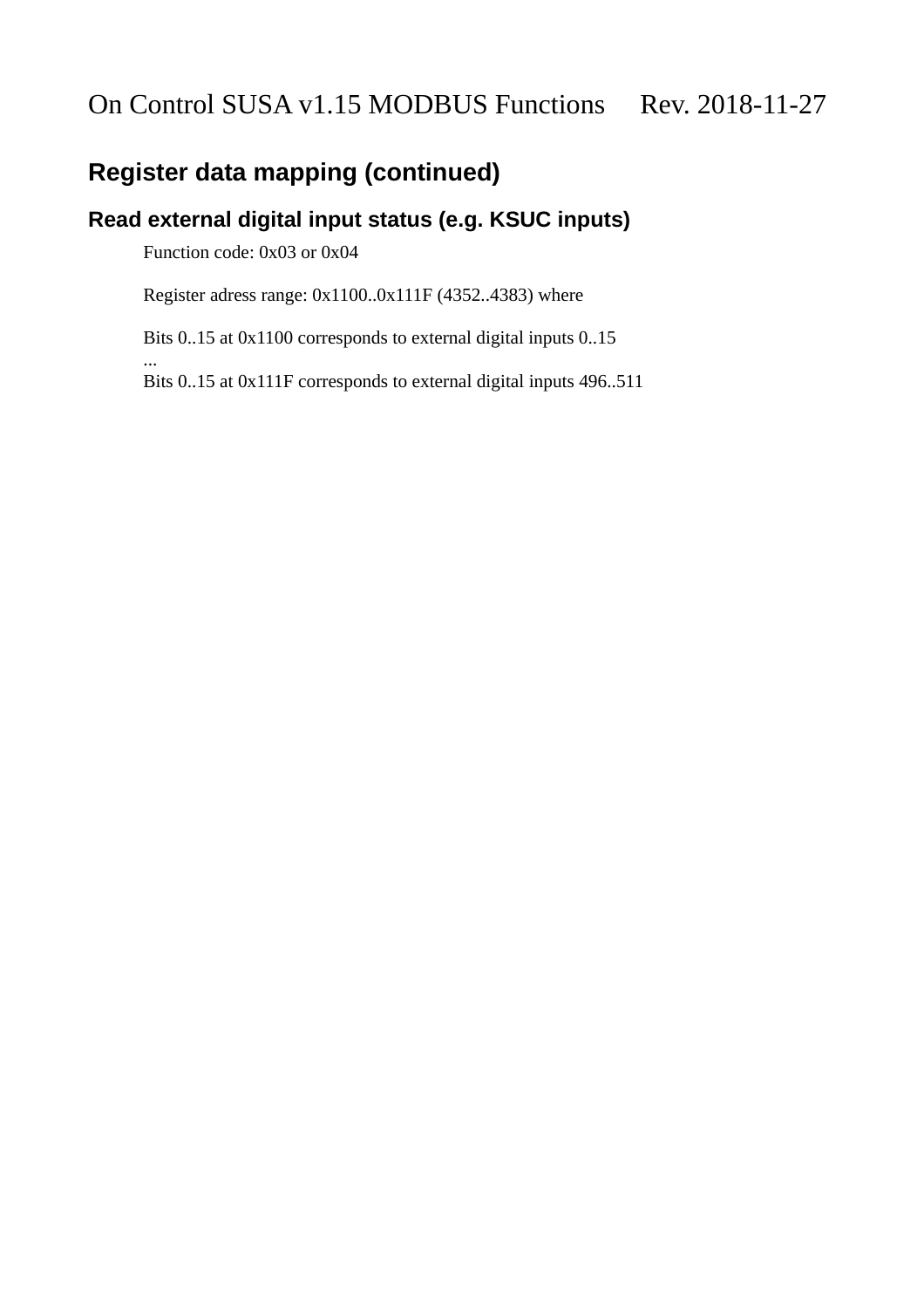## Register data mapping (continued)

### Read external digital input status (e.g. KSUC inputs)

Function code: 0x03 or 0x04

Register adress range: 0x1100..0x111F (4352..4383) where

Bits 0..15 at 0x1100 corresponds to external digital inputs 0..15
...
Bits 0..15 at 0x111F corresponds to external digital inputs 496..511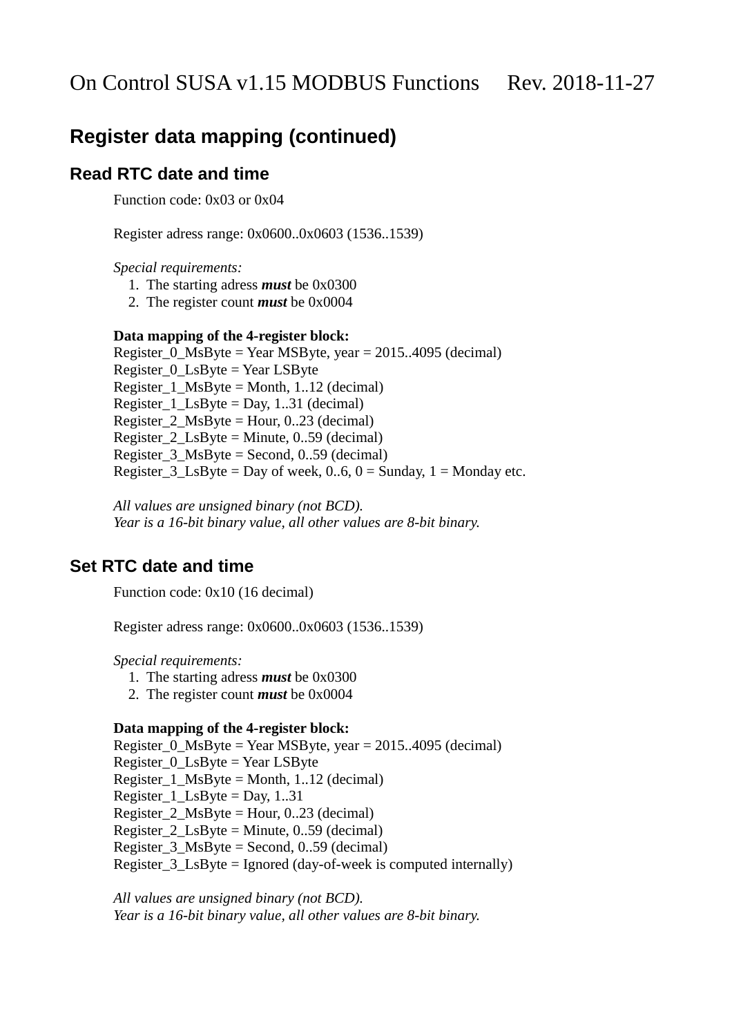# On Control SUSA v1.15 MODBUS Functions Rev. 2018-11-27

## Register data mapping (continued)

### Read RTC date and time

Function code: 0x03 or 0x04

Register adress range: 0x0600..0x0603 (1536..1539)

*Special requirements:*

1. The starting adress ***must*** be 0x0300
2. The register count ***must*** be 0x0004

**Data mapping of the 4-register block:**
Register_0_MsByte = Year MSByte, year = 2015..4095 (decimal)
Register_0_LsByte = Year LSByte
Register_1_MsByte = Month, 1..12 (decimal)
Register_1_LsByte = Day, 1..31 (decimal)
Register_2_MsByte = Hour, 0..23 (decimal)
Register_2_LsByte = Minute, 0..59 (decimal)
Register_3_MsByte = Second, 0..59 (decimal)
Register_3_LsByte = Day of week, 0..6, 0 = Sunday, 1 = Monday etc.

*All values are unsigned binary (not BCD).*
*Year is a 16-bit binary value, all other values are 8-bit binary.*

### Set RTC date and time

Function code: 0x10 (16 decimal)

Register adress range: 0x0600..0x0603 (1536..1539)

*Special requirements:*

1. The starting adress ***must*** be 0x0300
2. The register count ***must*** be 0x0004

**Data mapping of the 4-register block:**
Register_0_MsByte = Year MSByte, year = 2015..4095 (decimal)
Register_0_LsByte = Year LSByte
Register_1_MsByte = Month, 1..12 (decimal)
Register_1_LsByte = Day, 1..31
Register_2_MsByte = Hour, 0..23 (decimal)
Register_2_LsByte = Minute, 0..59 (decimal)
Register_3_MsByte = Second, 0..59 (decimal)
Register_3_LsByte = Ignored (day-of-week is computed internally)

*All values are unsigned binary (not BCD).*
*Year is a 16-bit binary value, all other values are 8-bit binary.*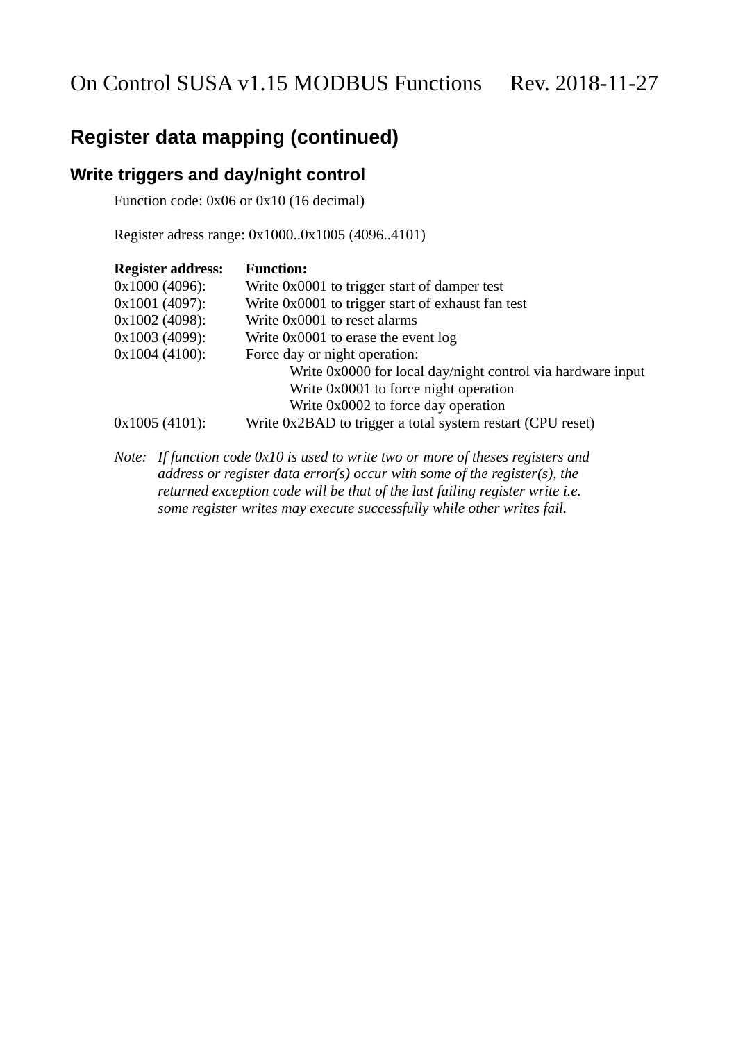## Register data mapping (continued)

### Write triggers and day/night control

Function code: 0x06 or 0x10 (16 decimal)

Register adress range: 0x1000..0x1005 (4096..4101)

| **Register address:** | **Function:** |
|---|---|
| 0x1000 (4096): | Write 0x0001 to trigger start of damper test |
| 0x1001 (4097): | Write 0x0001 to trigger start of exhaust fan test |
| 0x1002 (4098): | Write 0x0001 to reset alarms |
| 0x1003 (4099): | Write 0x0001 to erase the event log |
| 0x1004 (4100): | Force day or night operation:<br>Write 0x0000 for local day/night control via hardware input<br>Write 0x0001 to force night operation<br>Write 0x0002 to force day operation |
| 0x1005 (4101): | Write 0x2BAD to trigger a total system restart (CPU reset) |

*Note: If function code 0x10 is used to write two or more of theses registers and address or register data error(s) occur with some of the register(s), the returned exception code will be that of the last failing register write i.e. some register writes may execute successfully while other writes fail.*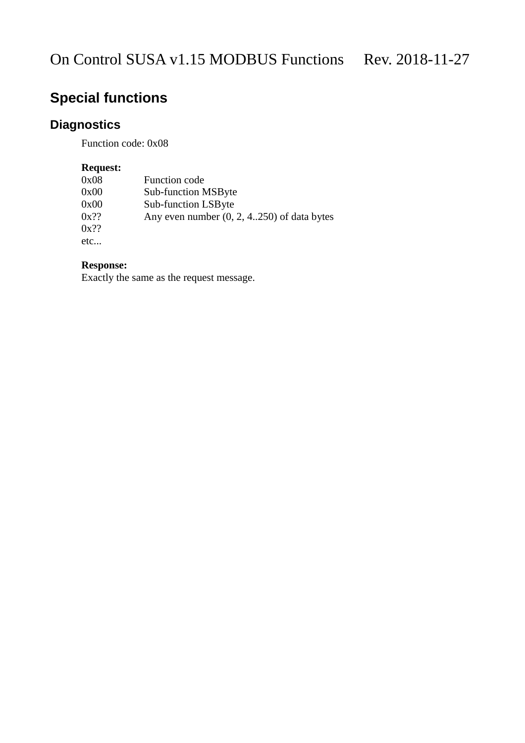## Special functions

### Diagnostics

Function code: 0x08

**Request:**

| | |
|---|---|
| 0x08 | Function code |
| 0x00 | Sub-function MSByte |
| 0x00 | Sub-function LSByte |
| 0x?? | Any even number (0, 2, 4..250) of data bytes |
| 0x?? | |
| etc... | |

**Response:**
Exactly the same as the request message.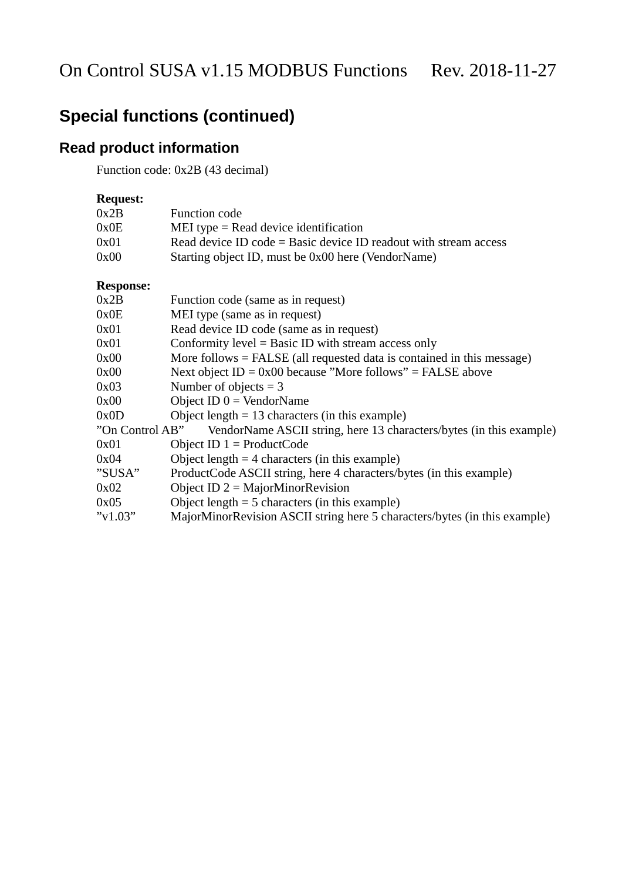## Special functions (continued)

### Read product information

Function code: 0x2B (43 decimal)

**Request:**

| | |
|---|---|
| 0x2B | Function code |
| 0x0E | MEI type = Read device identification |
| 0x01 | Read device ID code = Basic device ID readout with stream access |
| 0x00 | Starting object ID, must be 0x00 here (VendorName) |

**Response:**

| | |
|---|---|
| 0x2B | Function code (same as in request) |
| 0x0E | MEI type (same as in request) |
| 0x01 | Read device ID code (same as in request) |
| 0x01 | Conformity level = Basic ID with stream access only |
| 0x00 | More follows = FALSE (all requested data is contained in this message) |
| 0x00 | Next object ID = 0x00 because ”More follows” = FALSE above |
| 0x03 | Number of objects = 3 |
| 0x00 | Object ID 0 = VendorName |
| 0x0D | Object length = 13 characters (in this example) |
| ”On Control AB” | VendorName ASCII string, here 13 characters/bytes (in this example) |
| 0x01 | Object ID 1 = ProductCode |
| 0x04 | Object length = 4 characters (in this example) |
| ”SUSA” | ProductCode ASCII string, here 4 characters/bytes (in this example) |
| 0x02 | Object ID 2 = MajorMinorRevision |
| 0x05 | Object length = 5 characters (in this example) |
| ”v1.03” | MajorMinorRevision ASCII string here 5 characters/bytes (in this example) |